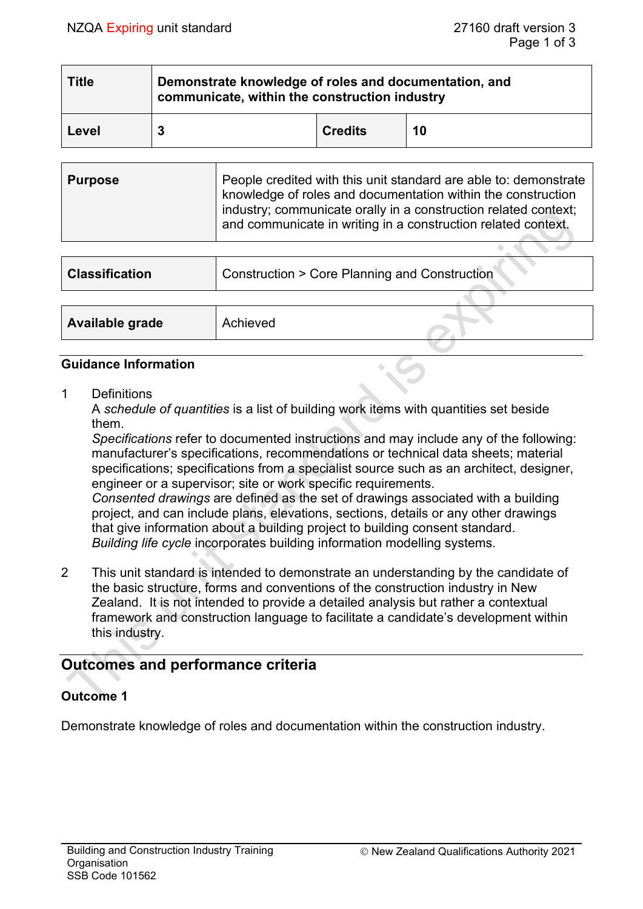| Title | Demonstrate knowledge of roles and documentation, and communicate, within the construction industry | | |
|---|---|---|---|
| Level | 3 | Credits | 10 |

| Purpose | People credited with this unit standard are able to: demonstrate knowledge of roles and documentation within the construction industry; communicate orally in a construction related context; and communicate in writing in a construction related context. |
|---|---|

| Classification | Construction > Core Planning and Construction |
|---|---|

| Available grade | Achieved |
|---|---|

### Guidance Information

1 Definitions

A *schedule of quantities* is a list of building work items with quantities set beside them.

*Specifications* refer to documented instructions and may include any of the following: manufacturer's specifications, recommendations or technical data sheets; material specifications; specifications from a specialist source such as an architect, designer, engineer or a supervisor; site or work specific requirements.

*Consented drawings* are defined as the set of drawings associated with a building project, and can include plans, elevations, sections, details or any other drawings that give information about a building project to building consent standard.

*Building life cycle* incorporates building information modelling systems.

2 This unit standard is intended to demonstrate an understanding by the candidate of the basic structure, forms and conventions of the construction industry in New Zealand. It is not intended to provide a detailed analysis but rather a contextual framework and construction language to facilitate a candidate's development within this industry.

## Outcomes and performance criteria

### Outcome 1

Demonstrate knowledge of roles and documentation within the construction industry.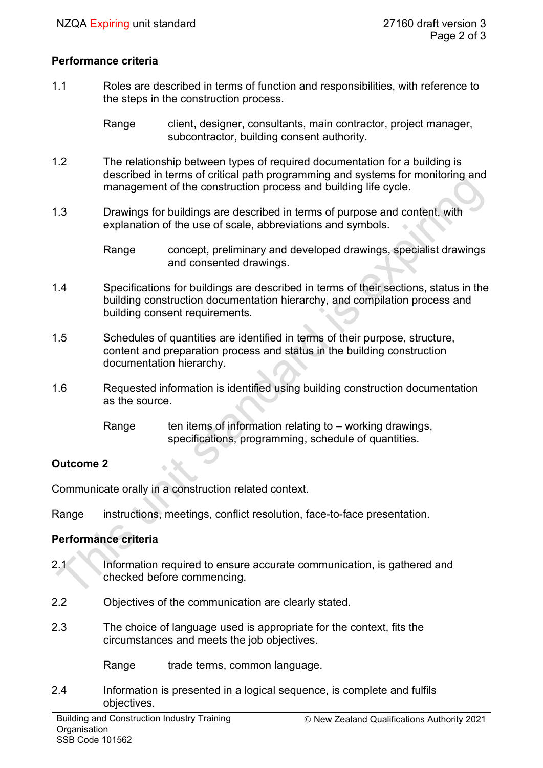**Performance criteria**

1.1 Roles are described in terms of function and responsibilities, with reference to the steps in the construction process.

Range client, designer, consultants, main contractor, project manager, subcontractor, building consent authority.

1.2 The relationship between types of required documentation for a building is described in terms of critical path programming and systems for monitoring and management of the construction process and building life cycle.

1.3 Drawings for buildings are described in terms of purpose and content, with explanation of the use of scale, abbreviations and symbols.

Range concept, preliminary and developed drawings, specialist drawings and consented drawings.

1.4 Specifications for buildings are described in terms of their sections, status in the building construction documentation hierarchy, and compilation process and building consent requirements.

1.5 Schedules of quantities are identified in terms of their purpose, structure, content and preparation process and status in the building construction documentation hierarchy.

1.6 Requested information is identified using building construction documentation as the source.

Range ten items of information relating to – working drawings, specifications, programming, schedule of quantities.

**Outcome 2**

Communicate orally in a construction related context.

Range instructions, meetings, conflict resolution, face-to-face presentation.

**Performance criteria**

2.1 Information required to ensure accurate communication, is gathered and checked before commencing.

2.2 Objectives of the communication are clearly stated.

2.3 The choice of language used is appropriate for the context, fits the circumstances and meets the job objectives.

Range trade terms, common language.

2.4 Information is presented in a logical sequence, is complete and fulfils objectives.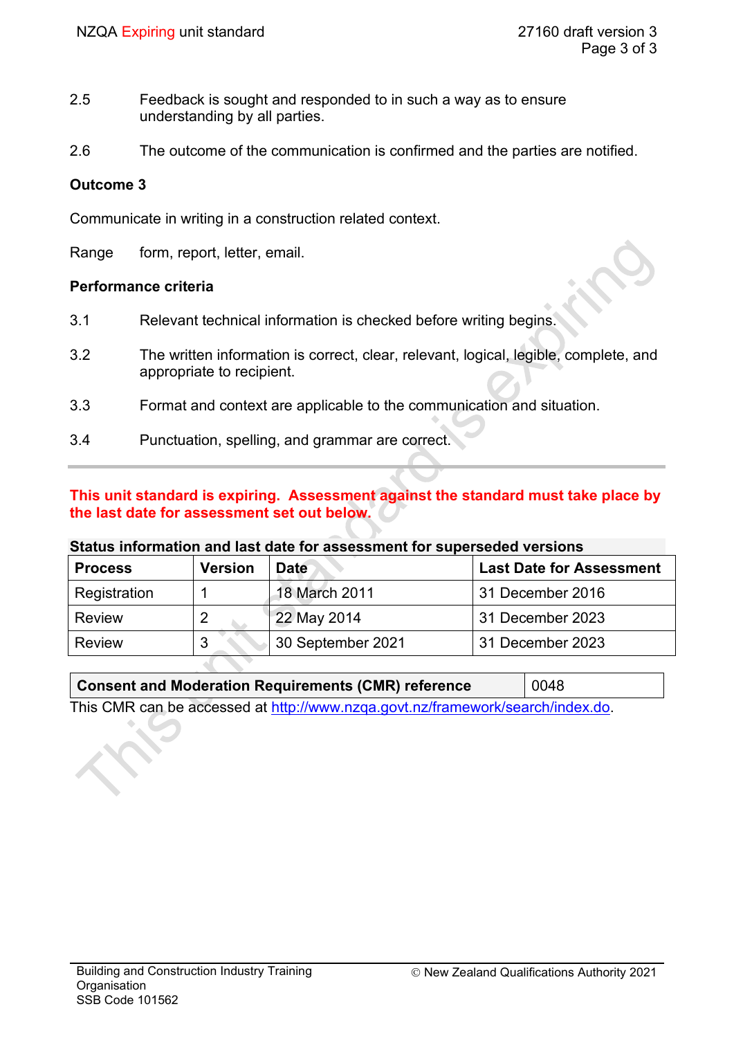2.5 Feedback is sought and responded to in such a way as to ensure understanding by all parties.

2.6 The outcome of the communication is confirmed and the parties are notified.

**Outcome 3**

Communicate in writing in a construction related context.

Range form, report, letter, email.

**Performance criteria**

3.1 Relevant technical information is checked before writing begins.

3.2 The written information is correct, clear, relevant, logical, legible, complete, and appropriate to recipient.

3.3 Format and context are applicable to the communication and situation.

3.4 Punctuation, spelling, and grammar are correct.

---

**This unit standard is expiring. Assessment against the standard must take place by the last date for assessment set out below.**

**Status information and last date for assessment for superseded versions**

| Process | Version | Date | Last Date for Assessment |
|---|---|---|---|
| Registration | 1 | 18 March 2011 | 31 December 2016 |
| Review | 2 | 22 May 2014 | 31 December 2023 |
| Review | 3 | 30 September 2021 | 31 December 2023 |

| | |
|---|---|
| **Consent and Moderation Requirements (CMR) reference** | 0048 |

This CMR can be accessed at http://www.nzqa.govt.nz/framework/search/index.do.

Building and Construction Industry Training Organisation
SSB Code 101562

© New Zealand Qualifications Authority 2021